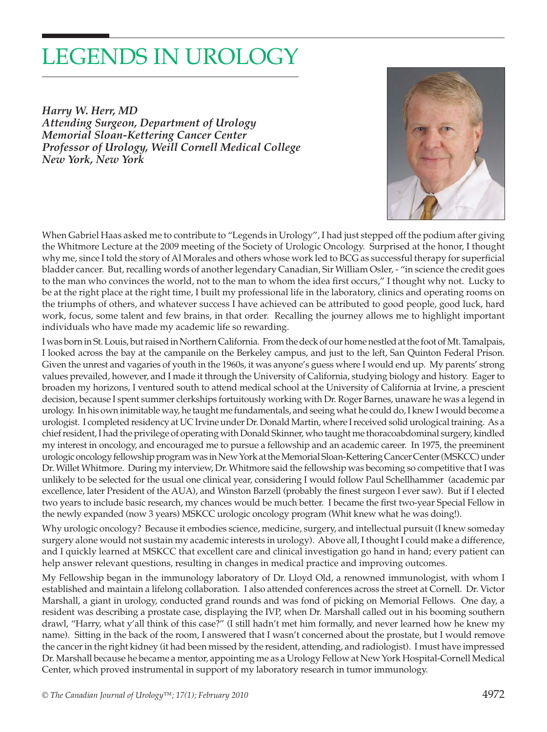# LEGENDS IN UROLOGY

***Harry W. Herr, MD***
***Attending Surgeon, Department of Urology***
***Memorial Sloan-Kettering Cancer Center***
***Professor of Urology, Weill Cornell Medical College***
***New York, New York***

When Gabriel Haas asked me to contribute to "Legends in Urology", I had just stepped off the podium after giving the Whitmore Lecture at the 2009 meeting of the Society of Urologic Oncology. Surprised at the honor, I thought why me, since I told the story of Al Morales and others whose work led to BCG as successful therapy for superficial bladder cancer. But, recalling words of another legendary Canadian, Sir William Osler, - "in science the credit goes to the man who convinces the world, not to the man to whom the idea first occurs," I thought why not. Lucky to be at the right place at the right time, I built my professional life in the laboratory, clinics and operating rooms on the triumphs of others, and whatever success I have achieved can be attributed to good people, good luck, hard work, focus, some talent and few brains, in that order. Recalling the journey allows me to highlight important individuals who have made my academic life so rewarding.

I was born in St. Louis, but raised in Northern California. From the deck of our home nestled at the foot of Mt. Tamalpais, I looked across the bay at the campanile on the Berkeley campus, and just to the left, San Quinton Federal Prison. Given the unrest and vagaries of youth in the 1960s, it was anyone's guess where I would end up. My parents' strong values prevailed, however, and I made it through the University of California, studying biology and history. Eager to broaden my horizons, I ventured south to attend medical school at the University of California at Irvine, a prescient decision, because I spent summer clerkships fortuitously working with Dr. Roger Barnes, unaware he was a legend in urology. In his own inimitable way, he taught me fundamentals, and seeing what he could do, I knew I would become a urologist. I completed residency at UC Irvine under Dr. Donald Martin, where I received solid urological training. As a chief resident, I had the privilege of operating with Donald Skinner, who taught me thoracoabdominal surgery, kindled my interest in oncology, and encouraged me to pursue a fellowship and an academic career. In 1975, the preeminent urologic oncology fellowship program was in New York at the Memorial Sloan-Kettering Cancer Center (MSKCC) under Dr. Willet Whitmore. During my interview, Dr. Whitmore said the fellowship was becoming so competitive that I was unlikely to be selected for the usual one clinical year, considering I would follow Paul Schellhammer (academic par excellence, later President of the AUA), and Winston Barzell (probably the finest surgeon I ever saw). But if I elected two years to include basic research, my chances would be much better. I became the first two-year Special Fellow in the newly expanded (now 3 years) MSKCC urologic oncology program (Whit knew what he was doing!).

Why urologic oncology? Because it embodies science, medicine, surgery, and intellectual pursuit (I knew someday surgery alone would not sustain my academic interests in urology). Above all, I thought I could make a difference, and I quickly learned at MSKCC that excellent care and clinical investigation go hand in hand; every patient can help answer relevant questions, resulting in changes in medical practice and improving outcomes.

My Fellowship began in the immunology laboratory of Dr. Lloyd Old, a renowned immunologist, with whom I established and maintain a lifelong collaboration. I also attended conferences across the street at Cornell. Dr. Victor Marshall, a giant in urology, conducted grand rounds and was fond of picking on Memorial Fellows. One day, a resident was describing a prostate case, displaying the IVP, when Dr. Marshall called out in his booming southern drawl, "Harry, what y'all think of this case?" (I still hadn't met him formally, and never learned how he knew my name). Sitting in the back of the room, I answered that I wasn't concerned about the prostate, but I would remove the cancer in the right kidney (it had been missed by the resident, attending, and radiologist). I must have impressed Dr. Marshall because he became a mentor, appointing me as a Urology Fellow at New York Hospital-Cornell Medical Center, which proved instrumental in support of my laboratory research in tumor immunology.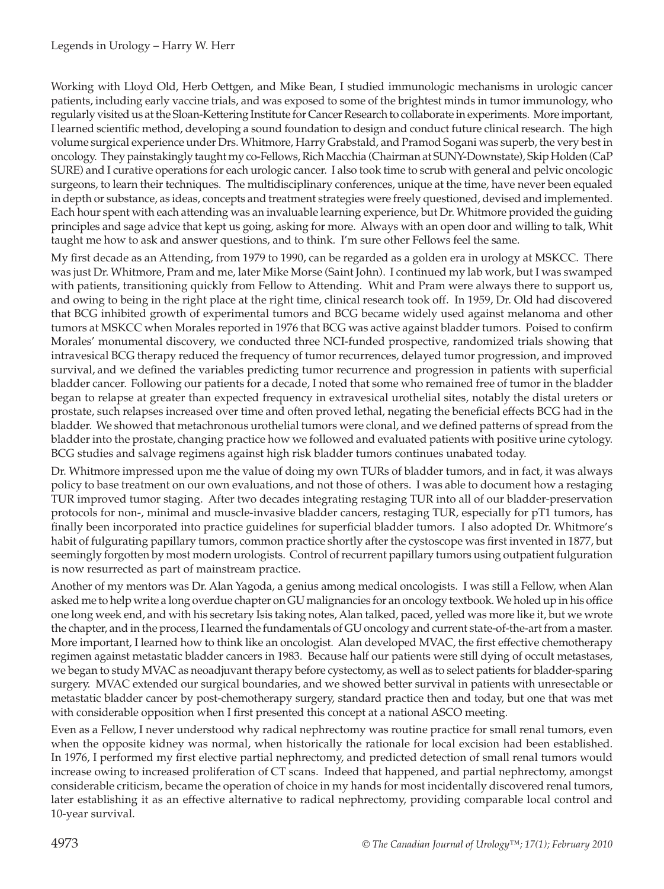Working with Lloyd Old, Herb Oettgen, and Mike Bean, I studied immunologic mechanisms in urologic cancer patients, including early vaccine trials, and was exposed to some of the brightest minds in tumor immunology, who regularly visited us at the Sloan-Kettering Institute for Cancer Research to collaborate in experiments. More important, I learned scientific method, developing a sound foundation to design and conduct future clinical research. The high volume surgical experience under Drs. Whitmore, Harry Grabstald, and Pramod Sogani was superb, the very best in oncology. They painstakingly taught my co-Fellows, Rich Macchia (Chairman at SUNY-Downstate), Skip Holden (CaP SURE) and I curative operations for each urologic cancer. I also took time to scrub with general and pelvic oncologic surgeons, to learn their techniques. The multidisciplinary conferences, unique at the time, have never been equaled in depth or substance, as ideas, concepts and treatment strategies were freely questioned, devised and implemented. Each hour spent with each attending was an invaluable learning experience, but Dr. Whitmore provided the guiding principles and sage advice that kept us going, asking for more. Always with an open door and willing to talk, Whit taught me how to ask and answer questions, and to think. I'm sure other Fellows feel the same.

My first decade as an Attending, from 1979 to 1990, can be regarded as a golden era in urology at MSKCC. There was just Dr. Whitmore, Pram and me, later Mike Morse (Saint John). I continued my lab work, but I was swamped with patients, transitioning quickly from Fellow to Attending. Whit and Pram were always there to support us, and owing to being in the right place at the right time, clinical research took off. In 1959, Dr. Old had discovered that BCG inhibited growth of experimental tumors and BCG became widely used against melanoma and other tumors at MSKCC when Morales reported in 1976 that BCG was active against bladder tumors. Poised to confirm Morales' monumental discovery, we conducted three NCI-funded prospective, randomized trials showing that intravesical BCG therapy reduced the frequency of tumor recurrences, delayed tumor progression, and improved survival, and we defined the variables predicting tumor recurrence and progression in patients with superficial bladder cancer. Following our patients for a decade, I noted that some who remained free of tumor in the bladder began to relapse at greater than expected frequency in extravesical urothelial sites, notably the distal ureters or prostate, such relapses increased over time and often proved lethal, negating the beneficial effects BCG had in the bladder. We showed that metachronous urothelial tumors were clonal, and we defined patterns of spread from the bladder into the prostate, changing practice how we followed and evaluated patients with positive urine cytology. BCG studies and salvage regimens against high risk bladder tumors continues unabated today.

Dr. Whitmore impressed upon me the value of doing my own TURs of bladder tumors, and in fact, it was always policy to base treatment on our own evaluations, and not those of others. I was able to document how a restaging TUR improved tumor staging. After two decades integrating restaging TUR into all of our bladder-preservation protocols for non-, minimal and muscle-invasive bladder cancers, restaging TUR, especially for pT1 tumors, has finally been incorporated into practice guidelines for superficial bladder tumors. I also adopted Dr. Whitmore's habit of fulgurating papillary tumors, common practice shortly after the cystoscope was first invented in 1877, but seemingly forgotten by most modern urologists. Control of recurrent papillary tumors using outpatient fulguration is now resurrected as part of mainstream practice.

Another of my mentors was Dr. Alan Yagoda, a genius among medical oncologists. I was still a Fellow, when Alan asked me to help write a long overdue chapter on GU malignancies for an oncology textbook. We holed up in his office one long week end, and with his secretary Isis taking notes, Alan talked, paced, yelled was more like it, but we wrote the chapter, and in the process, I learned the fundamentals of GU oncology and current state-of-the-art from a master. More important, I learned how to think like an oncologist. Alan developed MVAC, the first effective chemotherapy regimen against metastatic bladder cancers in 1983. Because half our patients were still dying of occult metastases, we began to study MVAC as neoadjuvant therapy before cystectomy, as well as to select patients for bladder-sparing surgery. MVAC extended our surgical boundaries, and we showed better survival in patients with unresectable or metastatic bladder cancer by post-chemotherapy surgery, standard practice then and today, but one that was met with considerable opposition when I first presented this concept at a national ASCO meeting.

Even as a Fellow, I never understood why radical nephrectomy was routine practice for small renal tumors, even when the opposite kidney was normal, when historically the rationale for local excision had been established. In 1976, I performed my first elective partial nephrectomy, and predicted detection of small renal tumors would increase owing to increased proliferation of CT scans. Indeed that happened, and partial nephrectomy, amongst considerable criticism, became the operation of choice in my hands for most incidentally discovered renal tumors, later establishing it as an effective alternative to radical nephrectomy, providing comparable local control and 10-year survival.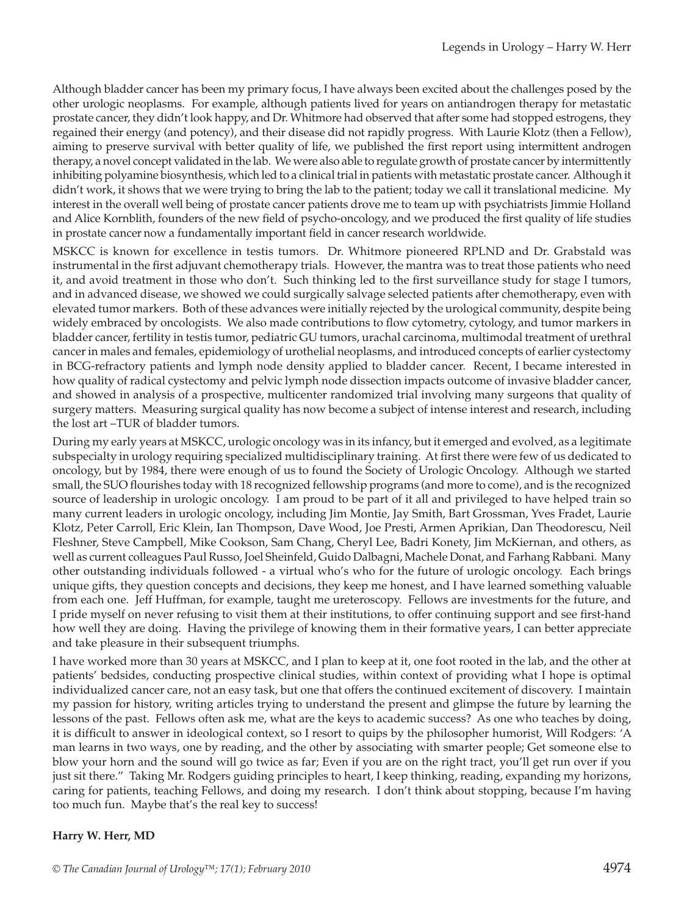Although bladder cancer has been my primary focus, I have always been excited about the challenges posed by the other urologic neoplasms. For example, although patients lived for years on antiandrogen therapy for metastatic prostate cancer, they didn't look happy, and Dr. Whitmore had observed that after some had stopped estrogens, they regained their energy (and potency), and their disease did not rapidly progress. With Laurie Klotz (then a Fellow), aiming to preserve survival with better quality of life, we published the first report using intermittent androgen therapy, a novel concept validated in the lab. We were also able to regulate growth of prostate cancer by intermittently inhibiting polyamine biosynthesis, which led to a clinical trial in patients with metastatic prostate cancer. Although it didn't work, it shows that we were trying to bring the lab to the patient; today we call it translational medicine. My interest in the overall well being of prostate cancer patients drove me to team up with psychiatrists Jimmie Holland and Alice Kornblith, founders of the new field of psycho-oncology, and we produced the first quality of life studies in prostate cancer now a fundamentally important field in cancer research worldwide.

MSKCC is known for excellence in testis tumors. Dr. Whitmore pioneered RPLND and Dr. Grabstald was instrumental in the first adjuvant chemotherapy trials. However, the mantra was to treat those patients who need it, and avoid treatment in those who don't. Such thinking led to the first surveillance study for stage I tumors, and in advanced disease, we showed we could surgically salvage selected patients after chemotherapy, even with elevated tumor markers. Both of these advances were initially rejected by the urological community, despite being widely embraced by oncologists. We also made contributions to flow cytometry, cytology, and tumor markers in bladder cancer, fertility in testis tumor, pediatric GU tumors, urachal carcinoma, multimodal treatment of urethral cancer in males and females, epidemiology of urothelial neoplasms, and introduced concepts of earlier cystectomy in BCG-refractory patients and lymph node density applied to bladder cancer. Recent, I became interested in how quality of radical cystectomy and pelvic lymph node dissection impacts outcome of invasive bladder cancer, and showed in analysis of a prospective, multicenter randomized trial involving many surgeons that quality of surgery matters. Measuring surgical quality has now become a subject of intense interest and research, including the lost art –TUR of bladder tumors.

During my early years at MSKCC, urologic oncology was in its infancy, but it emerged and evolved, as a legitimate subspecialty in urology requiring specialized multidisciplinary training. At first there were few of us dedicated to oncology, but by 1984, there were enough of us to found the Society of Urologic Oncology. Although we started small, the SUO flourishes today with 18 recognized fellowship programs (and more to come), and is the recognized source of leadership in urologic oncology. I am proud to be part of it all and privileged to have helped train so many current leaders in urologic oncology, including Jim Montie, Jay Smith, Bart Grossman, Yves Fradet, Laurie Klotz, Peter Carroll, Eric Klein, Ian Thompson, Dave Wood, Joe Presti, Armen Aprikian, Dan Theodorescu, Neil Fleshner, Steve Campbell, Mike Cookson, Sam Chang, Cheryl Lee, Badri Konety, Jim McKiernan, and others, as well as current colleagues Paul Russo, Joel Sheinfeld, Guido Dalbagni, Machele Donat, and Farhang Rabbani. Many other outstanding individuals followed - a virtual who's who for the future of urologic oncology. Each brings unique gifts, they question concepts and decisions, they keep me honest, and I have learned something valuable from each one. Jeff Huffman, for example, taught me ureteroscopy. Fellows are investments for the future, and I pride myself on never refusing to visit them at their institutions, to offer continuing support and see first-hand how well they are doing. Having the privilege of knowing them in their formative years, I can better appreciate and take pleasure in their subsequent triumphs.

I have worked more than 30 years at MSKCC, and I plan to keep at it, one foot rooted in the lab, and the other at patients' bedsides, conducting prospective clinical studies, within context of providing what I hope is optimal individualized cancer care, not an easy task, but one that offers the continued excitement of discovery. I maintain my passion for history, writing articles trying to understand the present and glimpse the future by learning the lessons of the past. Fellows often ask me, what are the keys to academic success? As one who teaches by doing, it is difficult to answer in ideological context, so I resort to quips by the philosopher humorist, Will Rodgers: 'A man learns in two ways, one by reading, and the other by associating with smarter people; Get someone else to blow your horn and the sound will go twice as far; Even if you are on the right tract, you'll get run over if you just sit there." Taking Mr. Rodgers guiding principles to heart, I keep thinking, reading, expanding my horizons, caring for patients, teaching Fellows, and doing my research. I don't think about stopping, because I'm having too much fun. Maybe that's the real key to success!

**Harry W. Herr, MD**